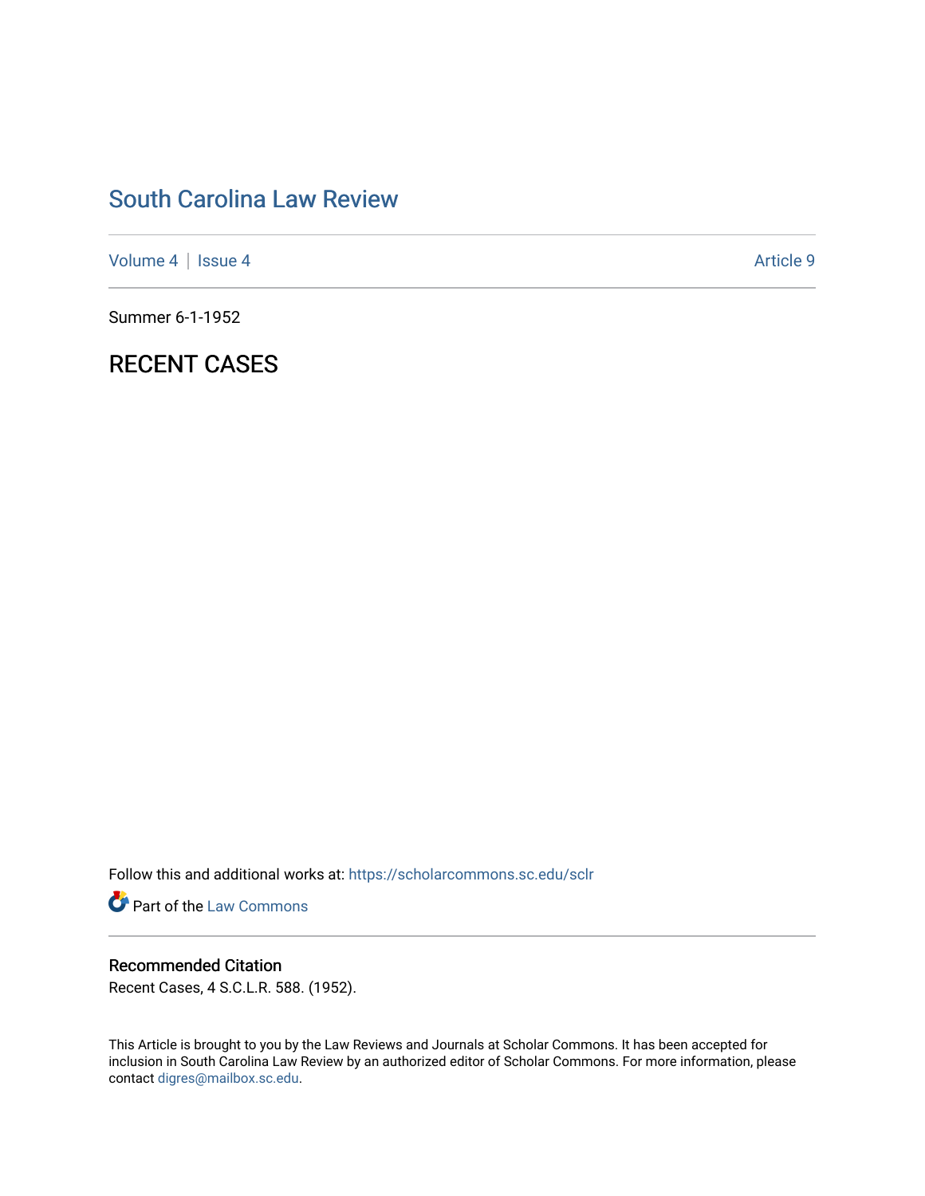# South Carolina Law Review

Volume 4 | Issue 4 Article 9

Summer 6-1-1952

## RECENT CASES

Follow this and additional works at: https://scholarcommons.sc.edu/sclr

Part of the Law Commons

### Recommended Citation

Recent Cases, 4 S.C.L.R. 588. (1952).

This Article is brought to you by the Law Reviews and Journals at Scholar Commons. It has been accepted for inclusion in South Carolina Law Review by an authorized editor of Scholar Commons. For more information, please contact digres@mailbox.sc.edu.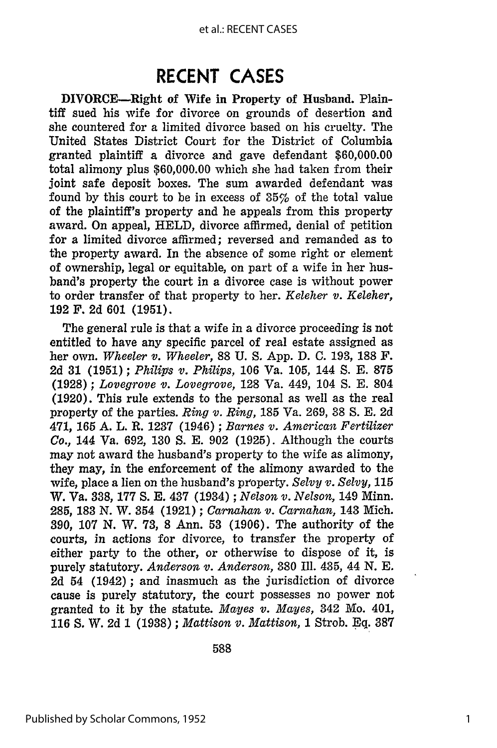# RECENT CASES

**DIVORCE—Right of Wife in Property of Husband.** Plaintiff sued his wife for divorce on grounds of desertion and she countered for a limited divorce based on his cruelty. The United States District Court for the District of Columbia granted plaintiff a divorce and gave defendant $60,000.00 total alimony plus $60,000.00 which she had taken from their joint safe deposit boxes. The sum awarded defendant was found by this court to be in excess of 35% of the total value of the plaintiff's property and he appeals from this property award. On appeal, HELD, divorce affirmed, denial of petition for a limited divorce affirmed; reversed and remanded as to the property award. In the absence of some right or element of ownership, legal or equitable, on part of a wife in her husband's property the court in a divorce case is without power to order transfer of that property to her. *Keleher v. Keleher*, 192 F. 2d 601 (1951).

The general rule is that a wife in a divorce proceeding is not entitled to have any specific parcel of real estate assigned as her own. *Wheeler v. Wheeler*, 88 U. S. App. D. C. 193, 188 F. 2d 31 (1951); *Philips v. Philips*, 106 Va. 105, 144 S. E. 875 (1928); *Lovegrove v. Lovegrove*, 128 Va. 449, 104 S. E. 804 (1920). This rule extends to the personal as well as the real property of the parties. *Ring v. Ring*, 185 Va. 269, 38 S. E. 2d 471, 165 A. L. R. 1237 (1946); *Barnes v. American Fertilizer Co.*, 144 Va. 692, 130 S. E. 902 (1925). Although the courts may not award the husband's property to the wife as alimony, they may, in the enforcement of the alimony awarded to the wife, place a lien on the husband's property. *Selvy v. Selvy*, 115 W. Va. 338, 177 S. E. 437 (1934); *Nelson v. Nelson*, 149 Minn. 285, 183 N. W. 354 (1921); *Carnahan v. Carnahan*, 143 Mich. 390, 107 N. W. 73, 8 Ann. 53 (1906). The authority of the courts, in actions for divorce, to transfer the property of either party to the other, or otherwise to dispose of it, is purely statutory. *Anderson v. Anderson*, 380 Ill. 435, 44 N. E. 2d 54 (1942); and inasmuch as the jurisdiction of divorce cause is purely statutory, the court possesses no power not granted to it by the statute. *Mayes v. Mayes*, 342 Mo. 401, 116 S. W. 2d 1 (1938); *Mattison v. Mattison*, 1 Strob. Eq. 387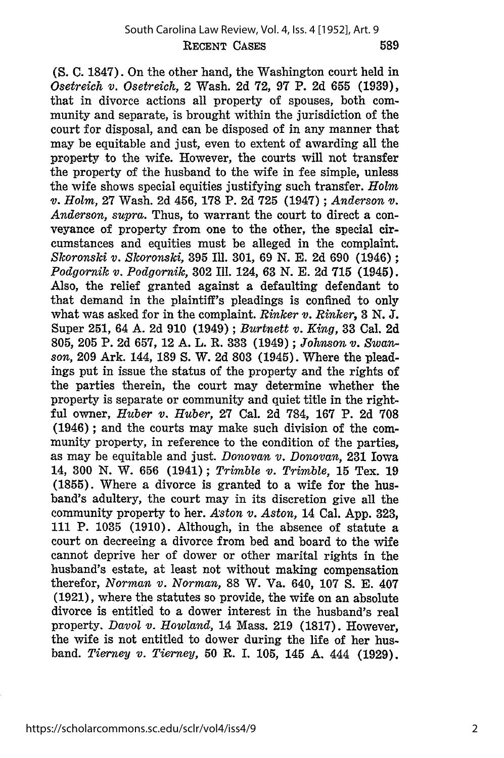(S. C. 1847). On the other hand, the Washington court held in *Osetreich v. Osetreich*, 2 Wash. 2d 72, 97 P. 2d 655 (1939), that in divorce actions all property of spouses, both community and separate, is brought within the jurisdiction of the court for disposal, and can be disposed of in any manner that may be equitable and just, even to extent of awarding all the property to the wife. However, the courts will not transfer the property of the husband to the wife in fee simple, unless the wife shows special equities justifying such transfer. *Holm v. Holm*, 27 Wash. 2d 456, 178 P. 2d 725 (1947); *Anderson v. Anderson, supra*. Thus, to warrant the court to direct a conveyance of property from one to the other, the special circumstances and equities must be alleged in the complaint. *Skoronski v. Skoronski*, 395 Ill. 301, 69 N. E. 2d 690 (1946); *Podgornik v. Podgornik*, 302 Ill. 124, 63 N. E. 2d 715 (1945). Also, the relief granted against a defaulting defendant to that demand in the plaintiff's pleadings is confined to only what was asked for in the complaint. *Rinker v. Rinker*, 3 N. J. Super 251, 64 A. 2d 910 (1949); *Burtnett v. King*, 33 Cal. 2d 805, 205 P. 2d 657, 12 A. L. R. 333 (1949); *Johnson v. Swanson*, 209 Ark. 144, 189 S. W. 2d 803 (1945). Where the pleadings put in issue the status of the property and the rights of the parties therein, the court may determine whether the property is separate or community and quiet title in the rightful owner, *Huber v. Huber*, 27 Cal. 2d 784, 167 P. 2d 708 (1946); and the courts may make such division of the community property, in reference to the condition of the parties, as may be equitable and just. *Donovan v. Donovan*, 231 Iowa 14, 300 N. W. 656 (1941); *Trimble v. Trimble*, 15 Tex. 19 (1855). Where a divorce is granted to a wife for the husband's adultery, the court may in its discretion give all the community property to her. *Aston v. Aston*, 14 Cal. App. 323, 111 P. 1035 (1910). Although, in the absence of statute a court on decreeing a divorce from bed and board to the wife cannot deprive her of dower or other marital rights in the husband's estate, at least not without making compensation therefor, *Norman v. Norman*, 88 W. Va. 640, 107 S. E. 407 (1921), where the statutes so provide, the wife on an absolute divorce is entitled to a dower interest in the husband's real property. *Davol v. Howland*, 14 Mass. 219 (1817). However, the wife is not entitled to dower during the life of her husband. *Tierney v. Tierney*, 50 R. I. 105, 145 A. 444 (1929).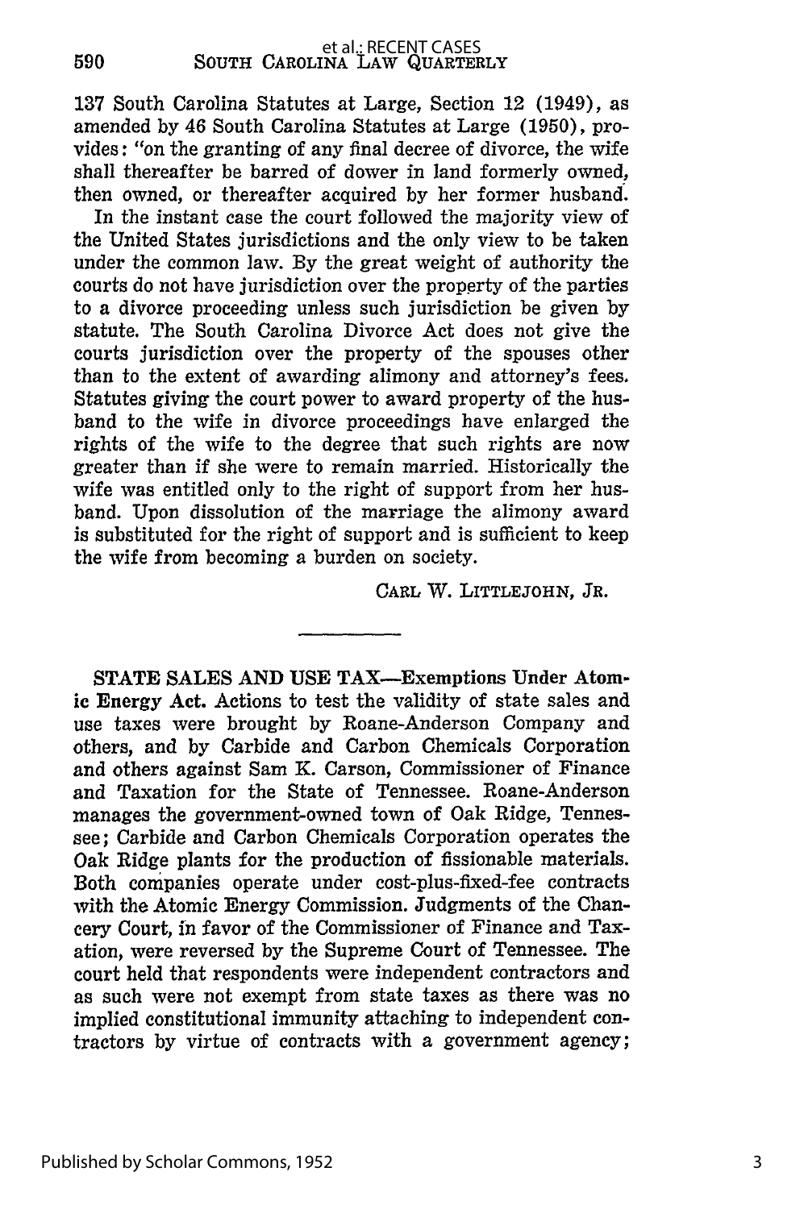137 South Carolina Statutes at Large, Section 12 (1949), as amended by 46 South Carolina Statutes at Large (1950), provides: "on the granting of any final decree of divorce, the wife shall thereafter be barred of dower in land formerly owned, then owned, or thereafter acquired by her former husband.

In the instant case the court followed the majority view of the United States jurisdictions and the only view to be taken under the common law. By the great weight of authority the courts do not have jurisdiction over the property of the parties to a divorce proceeding unless such jurisdiction be given by statute. The South Carolina Divorce Act does not give the courts jurisdiction over the property of the spouses other than to the extent of awarding alimony and attorney's fees. Statutes giving the court power to award property of the husband to the wife in divorce proceedings have enlarged the rights of the wife to the degree that such rights are now greater than if she were to remain married. Historically the wife was entitled only to the right of support from her husband. Upon dissolution of the marriage the alimony award is substituted for the right of support and is sufficient to keep the wife from becoming a burden on society.

CARL W. LITTLEJOHN, JR.

---

**STATE SALES AND USE TAX—Exemptions Under Atomic Energy Act.** Actions to test the validity of state sales and use taxes were brought by Roane-Anderson Company and others, and by Carbide and Carbon Chemicals Corporation and others against Sam K. Carson, Commissioner of Finance and Taxation for the State of Tennessee. Roane-Anderson manages the government-owned town of Oak Ridge, Tennessee; Carbide and Carbon Chemicals Corporation operates the Oak Ridge plants for the production of fissionable materials. Both companies operate under cost-plus-fixed-fee contracts with the Atomic Energy Commission. Judgments of the Chancery Court, in favor of the Commissioner of Finance and Taxation, were reversed by the Supreme Court of Tennessee. The court held that respondents were independent contractors and as such were not exempt from state taxes as there was no implied constitutional immunity attaching to independent contractors by virtue of contracts with a government agency;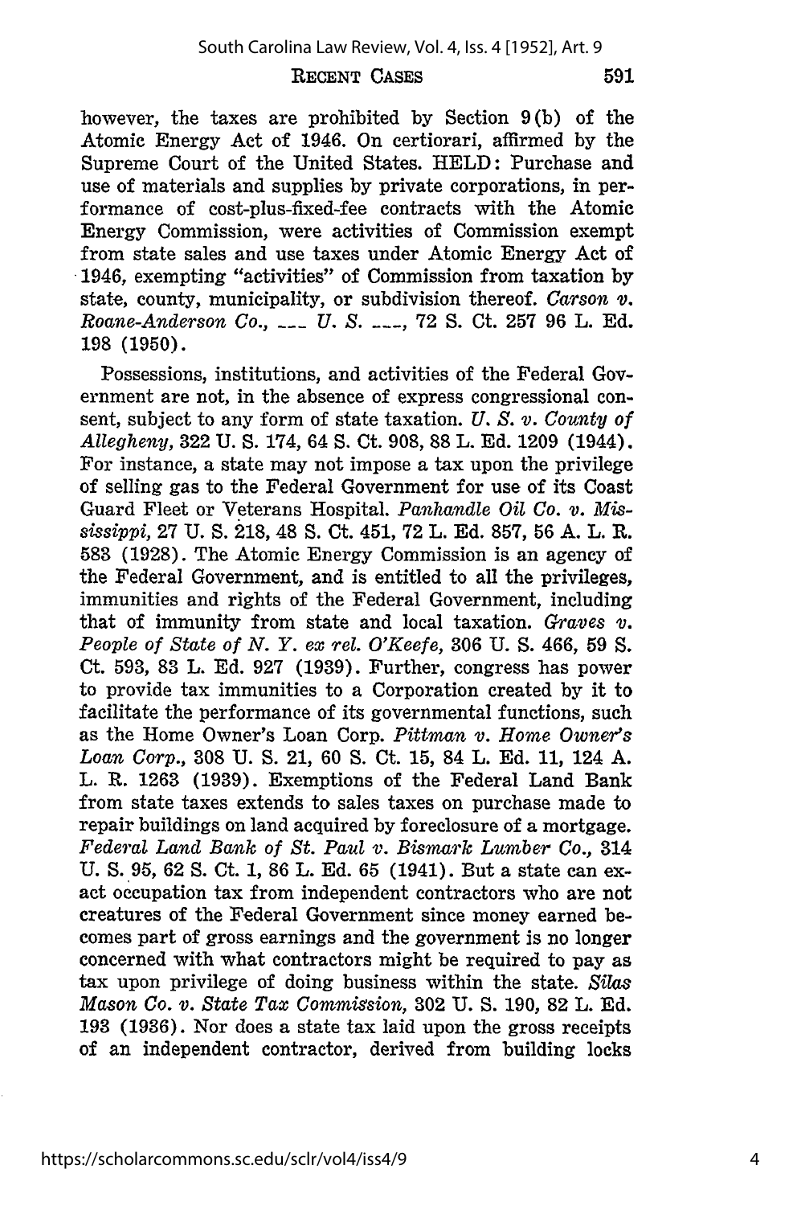however, the taxes are prohibited by Section 9(b) of the Atomic Energy Act of 1946. On certiorari, affirmed by the Supreme Court of the United States. HELD: Purchase and use of materials and supplies by private corporations, in performance of cost-plus-fixed-fee contracts with the Atomic Energy Commission, were activities of Commission exempt from state sales and use taxes under Atomic Energy Act of 1946, exempting "activities" of Commission from taxation by state, county, municipality, or subdivision thereof. *Carson v. Roane-Anderson Co.*, ___ *U. S.* ___, 72 S. Ct. 257 96 L. Ed. 198 (1950).

Possessions, institutions, and activities of the Federal Government are not, in the absence of express congressional consent, subject to any form of state taxation. *U. S. v. County of Allegheny*, 322 U. S. 174, 64 S. Ct. 908, 88 L. Ed. 1209 (1944). For instance, a state may not impose a tax upon the privilege of selling gas to the Federal Government for use of its Coast Guard Fleet or Veterans Hospital. *Panhandle Oil Co. v. Mississippi*, 27 U. S. 218, 48 S. Ct. 451, 72 L. Ed. 857, 56 A. L. R. 583 (1928). The Atomic Energy Commission is an agency of the Federal Government, and is entitled to all the privileges, immunities and rights of the Federal Government, including that of immunity from state and local taxation. *Graves v. People of State of N. Y. ex rel. O'Keefe*, 306 U. S. 466, 59 S. Ct. 593, 83 L. Ed. 927 (1939). Further, congress has power to provide tax immunities to a Corporation created by it to facilitate the performance of its governmental functions, such as the Home Owner's Loan Corp. *Pittman v. Home Owner's Loan Corp.*, 308 U. S. 21, 60 S. Ct. 15, 84 L. Ed. 11, 124 A. L. R. 1263 (1939). Exemptions of the Federal Land Bank from state taxes extends to sales taxes on purchase made to repair buildings on land acquired by foreclosure of a mortgage. *Federal Land Bank of St. Paul v. Bismark Lumber Co.*, 314 U. S. 95, 62 S. Ct. 1, 86 L. Ed. 65 (1941). But a state can exact occupation tax from independent contractors who are not creatures of the Federal Government since money earned becomes part of gross earnings and the government is no longer concerned with what contractors might be required to pay as tax upon privilege of doing business within the state. *Silas Mason Co. v. State Tax Commission*, 302 U. S. 190, 82 L. Ed. 193 (1936). Nor does a state tax laid upon the gross receipts of an independent contractor, derived from building locks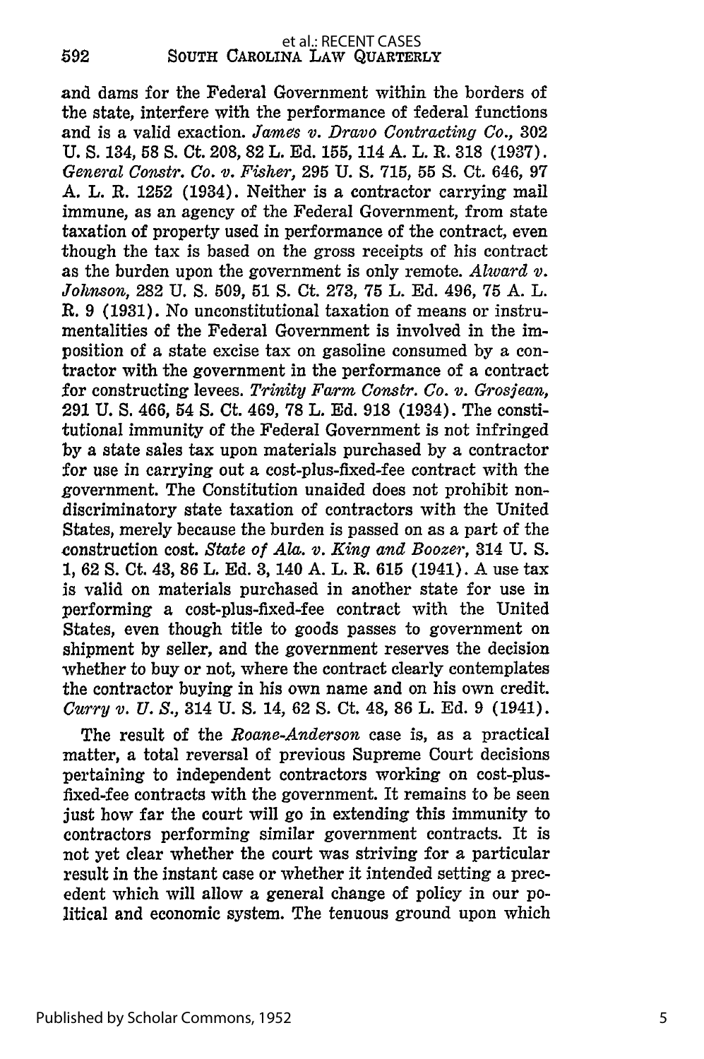and dams for the Federal Government within the borders of the state, interfere with the performance of federal functions and is a valid exaction. *James v. Dravo Contracting Co.*, 302 U. S. 134, 58 S. Ct. 208, 82 L. Ed. 155, 114 A. L. R. 318 (1937). *General Constr. Co. v. Fisher*, 295 U. S. 715, 55 S. Ct. 646, 97 A. L. R. 1252 (1934). Neither is a contractor carrying mail immune, as an agency of the Federal Government, from state taxation of property used in performance of the contract, even though the tax is based on the gross receipts of his contract as the burden upon the government is only remote. *Alward v. Johnson*, 282 U. S. 509, 51 S. Ct. 273, 75 L. Ed. 496, 75 A. L. R. 9 (1931). No unconstitutional taxation of means or instrumentalities of the Federal Government is involved in the imposition of a state excise tax on gasoline consumed by a contractor with the government in the performance of a contract for constructing levees. *Trinity Farm Constr. Co. v. Grosjean*, 291 U. S. 466, 54 S. Ct. 469, 78 L. Ed. 918 (1934). The constitutional immunity of the Federal Government is not infringed by a state sales tax upon materials purchased by a contractor for use in carrying out a cost-plus-fixed-fee contract with the government. The Constitution unaided does not prohibit nondiscriminatory state taxation of contractors with the United States, merely because the burden is passed on as a part of the construction cost. *State of Ala. v. King and Boozer*, 314 U. S. 1, 62 S. Ct. 43, 86 L. Ed. 3, 140 A. L. R. 615 (1941). A use tax is valid on materials purchased in another state for use in performing a cost-plus-fixed-fee contract with the United States, even though title to goods passes to government on shipment by seller, and the government reserves the decision whether to buy or not, where the contract clearly contemplates the contractor buying in his own name and on his own credit. *Curry v. U. S.*, 314 U. S. 14, 62 S. Ct. 48, 86 L. Ed. 9 (1941).

The result of the *Roane-Anderson* case is, as a practical matter, a total reversal of previous Supreme Court decisions pertaining to independent contractors working on cost-plus-fixed-fee contracts with the government. It remains to be seen just how far the court will go in extending this immunity to contractors performing similar government contracts. It is not yet clear whether the court was striving for a particular result in the instant case or whether it intended setting a precedent which will allow a general change of policy in our political and economic system. The tenuous ground upon which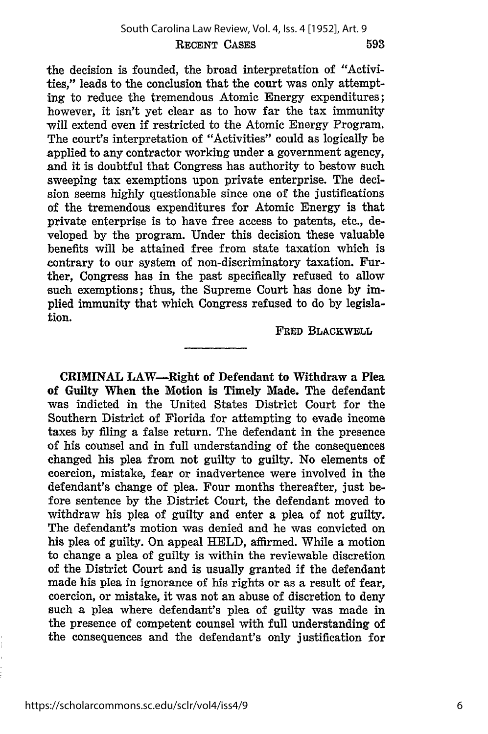the decision is founded, the broad interpretation of "Activities," leads to the conclusion that the court was only attempting to reduce the tremendous Atomic Energy expenditures; however, it isn't yet clear as to how far the tax immunity will extend even if restricted to the Atomic Energy Program. The court's interpretation of "Activities" could as logically be applied to any contractor working under a government agency, and it is doubtful that Congress has authority to bestow such sweeping tax exemptions upon private enterprise. The decision seems highly questionable since one of the justifications of the tremendous expenditures for Atomic Energy is that private enterprise is to have free access to patents, etc., developed by the program. Under this decision these valuable benefits will be attained free from state taxation which is contrary to our system of non-discriminatory taxation. Further, Congress has in the past specifically refused to allow such exemptions; thus, the Supreme Court has done by implied immunity that which Congress refused to do by legislation.

FRED BLACKWELL

---

**CRIMINAL LAW—Right of Defendant to Withdraw a Plea of Guilty When the Motion is Timely Made.** The defendant was indicted in the United States District Court for the Southern District of Florida for attempting to evade income taxes by filing a false return. The defendant in the presence of his counsel and in full understanding of the consequences changed his plea from not guilty to guilty. No elements of coercion, mistake, fear or inadvertence were involved in the defendant's change of plea. Four months thereafter, just before sentence by the District Court, the defendant moved to withdraw his plea of guilty and enter a plea of not guilty. The defendant's motion was denied and he was convicted on his plea of guilty. On appeal HELD, affirmed. While a motion to change a plea of guilty is within the reviewable discretion of the District Court and is usually granted if the defendant made his plea in ignorance of his rights or as a result of fear, coercion, or mistake, it was not an abuse of discretion to deny such a plea where defendant's plea of guilty was made in the presence of competent counsel with full understanding of the consequences and the defendant's only justification for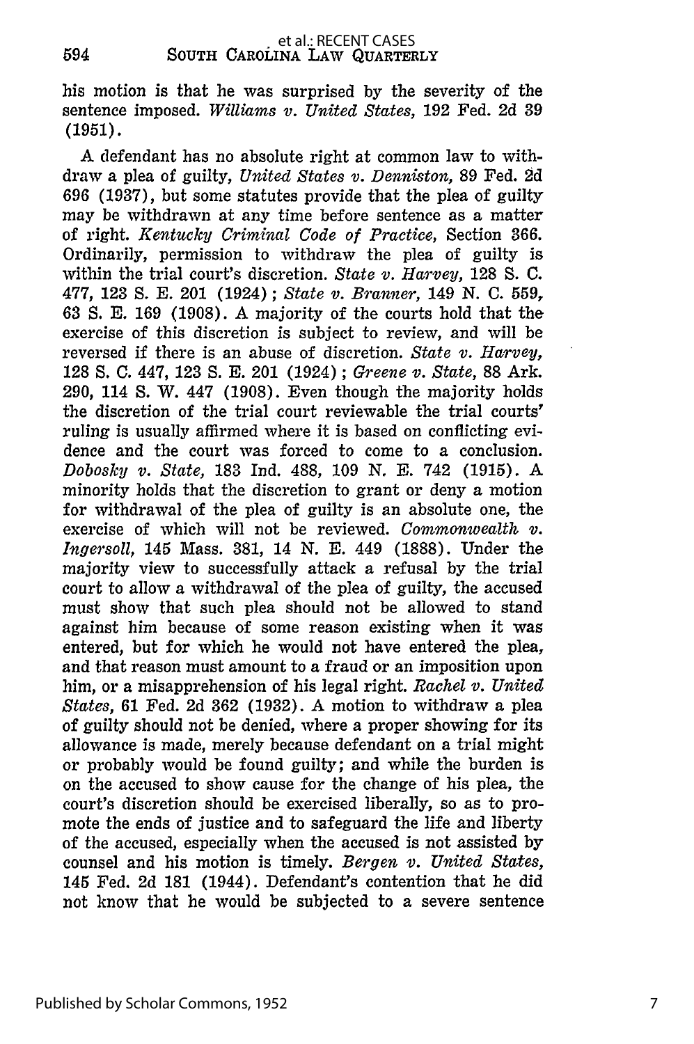his motion is that he was surprised by the severity of the sentence imposed. *Williams v. United States*, 192 Fed. 2d 39 (1951).

A defendant has no absolute right at common law to withdraw a plea of guilty, *United States v. Denniston*, 89 Fed. 2d 696 (1937), but some statutes provide that the plea of guilty may be withdrawn at any time before sentence as a matter of right. *Kentucky Criminal Code of Practice*, Section 366. Ordinarily, permission to withdraw the plea of guilty is within the trial court's discretion. *State v. Harvey*, 128 S. C. 477, 123 S. E. 201 (1924); *State v. Branner*, 149 N. C. 559, 63 S. E. 169 (1908). A majority of the courts hold that the exercise of this discretion is subject to review, and will be reversed if there is an abuse of discretion. *State v. Harvey*, 128 S. C. 447, 123 S. E. 201 (1924); *Greene v. State*, 88 Ark. 290, 114 S. W. 447 (1908). Even though the majority holds the discretion of the trial court reviewable the trial courts' ruling is usually affirmed where it is based on conflicting evidence and the court was forced to come to a conclusion. *Dobosky v. State*, 183 Ind. 488, 109 N. E. 742 (1915). A minority holds that the discretion to grant or deny a motion for withdrawal of the plea of guilty is an absolute one, the exercise of which will not be reviewed. *Commonwealth v. Ingersoll*, 145 Mass. 381, 14 N. E. 449 (1888). Under the majority view to successfully attack a refusal by the trial court to allow a withdrawal of the plea of guilty, the accused must show that such plea should not be allowed to stand against him because of some reason existing when it was entered, but for which he would not have entered the plea, and that reason must amount to a fraud or an imposition upon him, or a misapprehension of his legal right. *Rachel v. United States*, 61 Fed. 2d 362 (1932). A motion to withdraw a plea of guilty should not be denied, where a proper showing for its allowance is made, merely because defendant on a trial might or probably would be found guilty; and while the burden is on the accused to show cause for the change of his plea, the court's discretion should be exercised liberally, so as to promote the ends of justice and to safeguard the life and liberty of the accused, especially when the accused is not assisted by counsel and his motion is timely. *Bergen v. United States*, 145 Fed. 2d 181 (1944). Defendant's contention that he did not know that he would be subjected to a severe sentence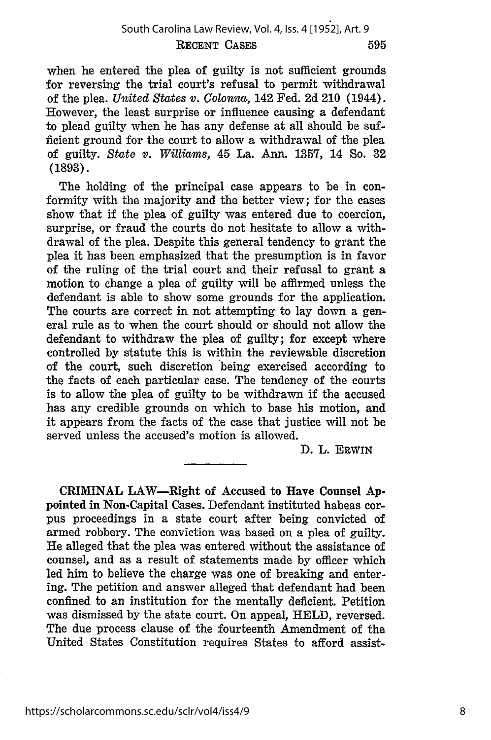when he entered the plea of guilty is not sufficient grounds for reversing the trial court's refusal to permit withdrawal of the plea. *United States v. Colonna*, 142 Fed. 2d 210 (1944). However, the least surprise or influence causing a defendant to plead guilty when he has any defense at all should be sufficient ground for the court to allow a withdrawal of the plea of guilty. *State v. Williams*, 45 La. Ann. 1357, 14 So. 32 (1893).

The holding of the principal case appears to be in conformity with the majority and the better view; for the cases show that if the plea of guilty was entered due to coercion, surprise, or fraud the courts do not hesitate to allow a withdrawal of the plea. Despite this general tendency to grant the plea it has been emphasized that the presumption is in favor of the ruling of the trial court and their refusal to grant a motion to change a plea of guilty will be affirmed unless the defendant is able to show some grounds for the application. The courts are correct in not attempting to lay down a general rule as to when the court should or should not allow the defendant to withdraw the plea of guilty; for except where controlled by statute this is within the reviewable discretion of the court, such discretion being exercised according to the facts of each particular case. The tendency of the courts is to allow the plea of guilty to be withdrawn if the accused has any credible grounds on which to base his motion, and it appears from the facts of the case that justice will not be served unless the accused's motion is allowed.

D. L. ERWIN

---

**CRIMINAL LAW—Right of Accused to Have Counsel Appointed in Non-Capital Cases.** Defendant instituted habeas corpus proceedings in a state court after being convicted of armed robbery. The conviction was based on a plea of guilty. He alleged that the plea was entered without the assistance of counsel, and as a result of statements made by officer which led him to believe the charge was one of breaking and entering. The petition and answer alleged that defendant had been confined to an institution for the mentally deficient. Petition was dismissed by the state court. On appeal, HELD, reversed. The due process clause of the fourteenth Amendment of the United States Constitution requires States to afford assist-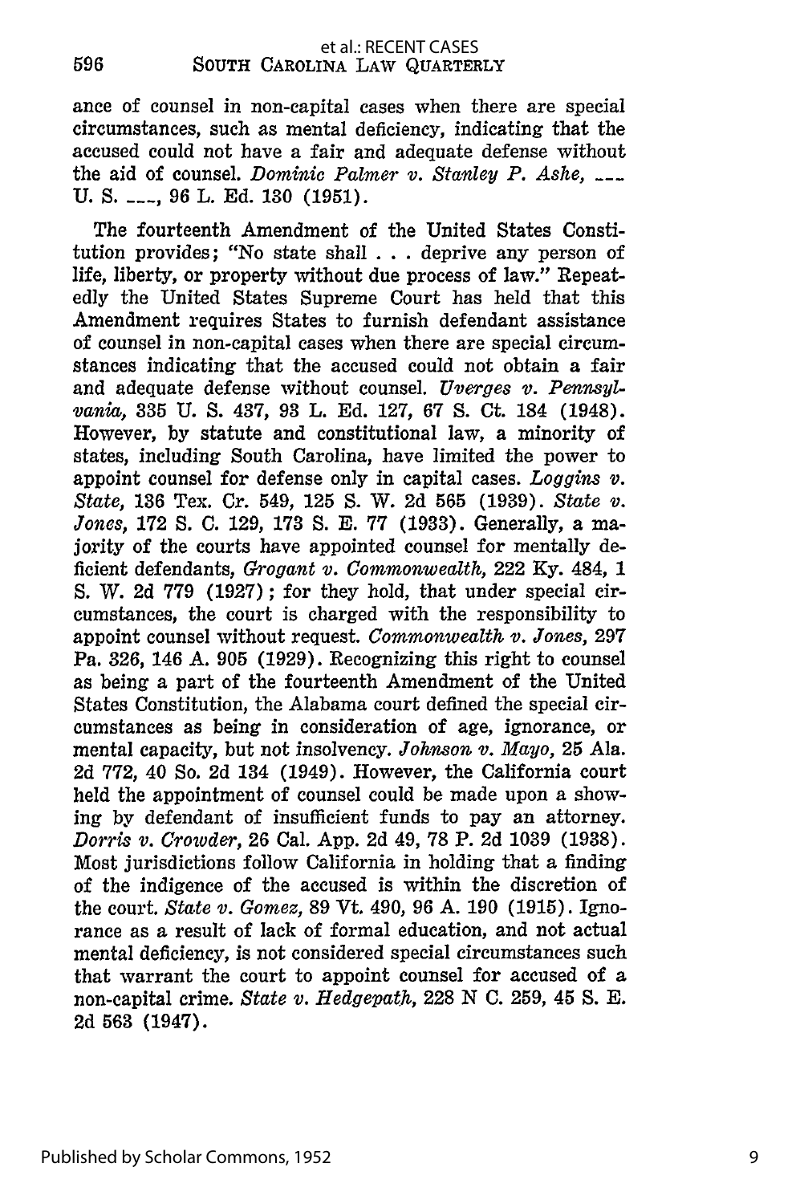ance of counsel in non-capital cases when there are special circumstances, such as mental deficiency, indicating that the accused could not have a fair and adequate defense without the aid of counsel. *Dominic Palmer v. Stanley P. Ashe*, ___ U. S. ___, 96 L. Ed. 130 (1951).

The fourteenth Amendment of the United States Constitution provides; "No state shall . . . deprive any person of life, liberty, or property without due process of law." Repeatedly the United States Supreme Court has held that this Amendment requires States to furnish defendant assistance of counsel in non-capital cases when there are special circumstances indicating that the accused could not obtain a fair and adequate defense without counsel. *Uverges v. Pennsylvania*, 335 U. S. 437, 93 L. Ed. 127, 67 S. Ct. 184 (1948). However, by statute and constitutional law, a minority of states, including South Carolina, have limited the power to appoint counsel for defense only in capital cases. *Loggins v. State*, 136 Tex. Cr. 549, 125 S. W. 2d 565 (1939). *State v. Jones*, 172 S. C. 129, 173 S. E. 77 (1933). Generally, a majority of the courts have appointed counsel for mentally deficient defendants, *Grogant v. Commonwealth*, 222 Ky. 484, 1 S. W. 2d 779 (1927); for they hold, that under special circumstances, the court is charged with the responsibility to appoint counsel without request. *Commonwealth v. Jones*, 297 Pa. 326, 146 A. 905 (1929). Recognizing this right to counsel as being a part of the fourteenth Amendment of the United States Constitution, the Alabama court defined the special circumstances as being in consideration of age, ignorance, or mental capacity, but not insolvency. *Johnson v. Mayo*, 25 Ala. 2d 772, 40 So. 2d 134 (1949). However, the California court held the appointment of counsel could be made upon a showing by defendant of insufficient funds to pay an attorney. *Dorris v. Crowder*, 26 Cal. App. 2d 49, 78 P. 2d 1039 (1938). Most jurisdictions follow California in holding that a finding of the indigence of the accused is within the discretion of the court. *State v. Gomez*, 89 Vt. 490, 96 A. 190 (1915). Ignorance as a result of lack of formal education, and not actual mental deficiency, is not considered special circumstances such that warrant the court to appoint counsel for accused of a non-capital crime. *State v. Hedgepath*, 228 N C. 259, 45 S. E. 2d 563 (1947).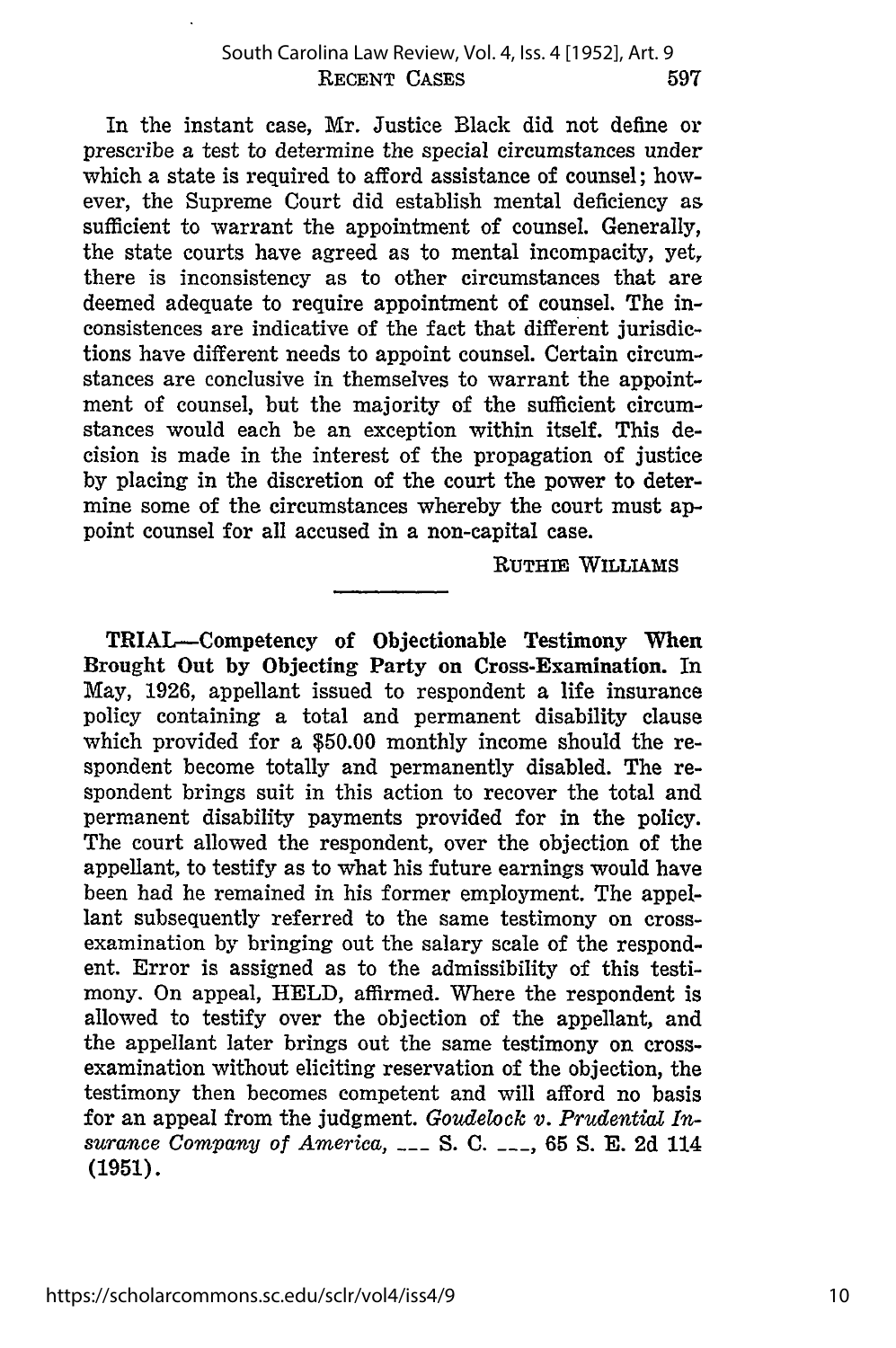In the instant case, Mr. Justice Black did not define or prescribe a test to determine the special circumstances under which a state is required to afford assistance of counsel; however, the Supreme Court did establish mental deficiency as sufficient to warrant the appointment of counsel. Generally, the state courts have agreed as to mental incompacity, yet, there is inconsistency as to other circumstances that are deemed adequate to require appointment of counsel. The inconsistences are indicative of the fact that different jurisdictions have different needs to appoint counsel. Certain circumstances are conclusive in themselves to warrant the appointment of counsel, but the majority of the sufficient circumstances would each be an exception within itself. This decision is made in the interest of the propagation of justice by placing in the discretion of the court the power to determine some of the circumstances whereby the court must appoint counsel for all accused in a non-capital case.

RUTHIE WILLIAMS

**TRIAL—Competency of Objectionable Testimony When Brought Out by Objecting Party on Cross-Examination.** In May, 1926, appellant issued to respondent a life insurance policy containing a total and permanent disability clause which provided for a $50.00 monthly income should the respondent become totally and permanently disabled. The respondent brings suit in this action to recover the total and permanent disability payments provided for in the policy. The court allowed the respondent, over the objection of the appellant, to testify as to what his future earnings would have been had he remained in his former employment. The appellant subsequently referred to the same testimony on cross-examination by bringing out the salary scale of the respondent. Error is assigned as to the admissibility of this testimony. On appeal, HELD, affirmed. Where the respondent is allowed to testify over the objection of the appellant, and the appellant later brings out the same testimony on cross-examination without eliciting reservation of the objection, the testimony then becomes competent and will afford no basis for an appeal from the judgment. *Goudelock v. Prudential Insurance Company of America*, ___ S. C. ___, 65 S. E. 2d 114 (1951).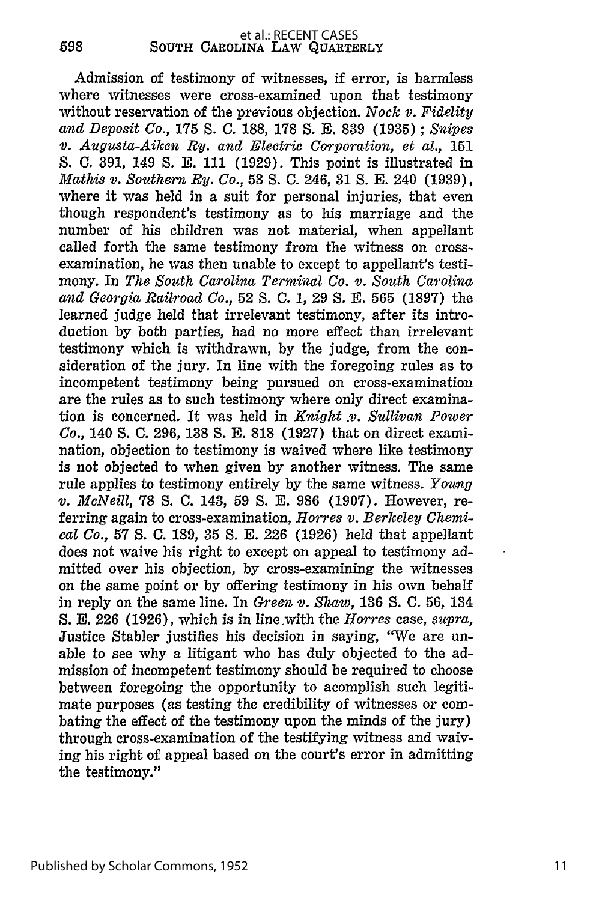Admission of testimony of witnesses, if error, is harmless where witnesses were cross-examined upon that testimony without reservation of the previous objection. *Nock v. Fidelity and Deposit Co.*, 175 S. C. 188, 178 S. E. 839 (1935); *Snipes v. Augusta-Aiken Ry. and Electric Corporation, et al.*, 151 S. C. 391, 149 S. E. 111 (1929). This point is illustrated in *Mathis v. Southern Ry. Co.*, 53 S. C. 246, 31 S. E. 240 (1939), where it was held in a suit for personal injuries, that even though respondent's testimony as to his marriage and the number of his children was not material, when appellant called forth the same testimony from the witness on cross-examination, he was then unable to except to appellant's testimony. In *The South Carolina Terminal Co. v. South Carolina and Georgia Railroad Co.*, 52 S. C. 1, 29 S. E. 565 (1897) the learned judge held that irrelevant testimony, after its introduction by both parties, had no more effect than irrelevant testimony which is withdrawn, by the judge, from the consideration of the jury. In line with the foregoing rules as to incompetent testimony being pursued on cross-examination are the rules as to such testimony where only direct examination is concerned. It was held in *Knight v. Sullivan Power Co.*, 140 S. C. 296, 138 S. E. 818 (1927) that on direct examination, objection to testimony is waived where like testimony is not objected to when given by another witness. The same rule applies to testimony entirely by the same witness. *Young v. McNeill*, 78 S. C. 143, 59 S. E. 986 (1907). However, referring again to cross-examination, *Horres v. Berkeley Chemical Co.*, 57 S. C. 189, 35 S. E. 226 (1926) held that appellant does not waive his right to except on appeal to testimony admitted over his objection, by cross-examining the witnesses on the same point or by offering testimony in his own behalf in reply on the same line. In *Green v. Shaw*, 136 S. C. 56, 134 S. E. 226 (1926), which is in line with the *Horres* case, *supra*, Justice Stabler justifies his decision in saying, "We are unable to see why a litigant who has duly objected to the admission of incompetent testimony should be required to choose between foregoing the opportunity to acomplish such legitimate purposes (as testing the credibility of witnesses or combating the effect of the testimony upon the minds of the jury) through cross-examination of the testifying witness and waiving his right of appeal based on the court's error in admitting the testimony."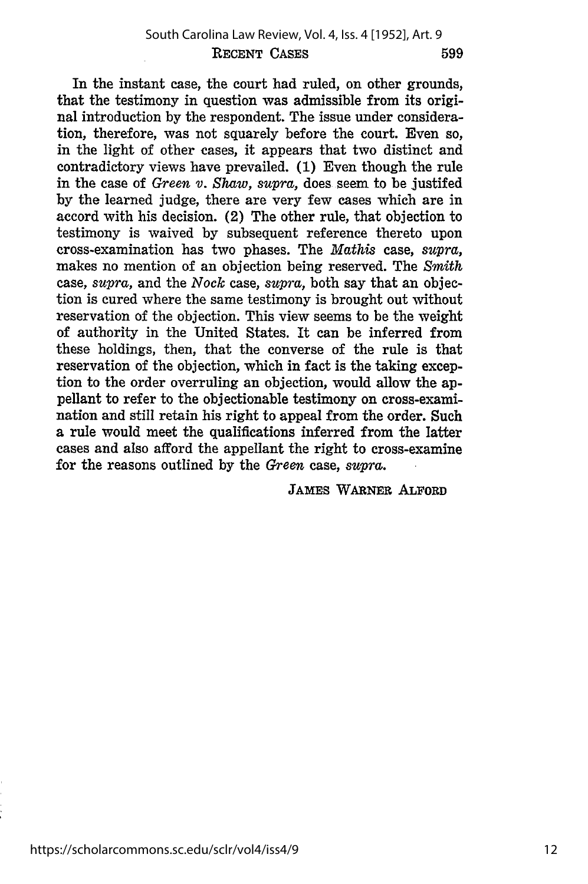In the instant case, the court had ruled, on other grounds, that the testimony in question was admissible from its original introduction by the respondent. The issue under consideration, therefore, was not squarely before the court. Even so, in the light of other cases, it appears that two distinct and contradictory views have prevailed. (1) Even though the rule in the case of *Green v. Shaw, supra,* does seem to be justifed by the learned judge, there are very few cases which are in accord with his decision. (2) The other rule, that objection to testimony is waived by subsequent reference thereto upon cross-examination has two phases. The *Mathis* case, *supra,* makes no mention of an objection being reserved. The *Smith* case, *supra,* and the *Nock* case, *supra,* both say that an objection is cured where the same testimony is brought out without reservation of the objection. This view seems to be the weight of authority in the United States. It can be inferred from these holdings, then, that the converse of the rule is that reservation of the objection, which in fact is the taking exception to the order overruling an objection, would allow the appellant to refer to the objectionable testimony on cross-examination and still retain his right to appeal from the order. Such a rule would meet the qualifications inferred from the latter cases and also afford the appellant the right to cross-examine for the reasons outlined by the *Green* case, *supra.*

JAMES WARNER ALFORD